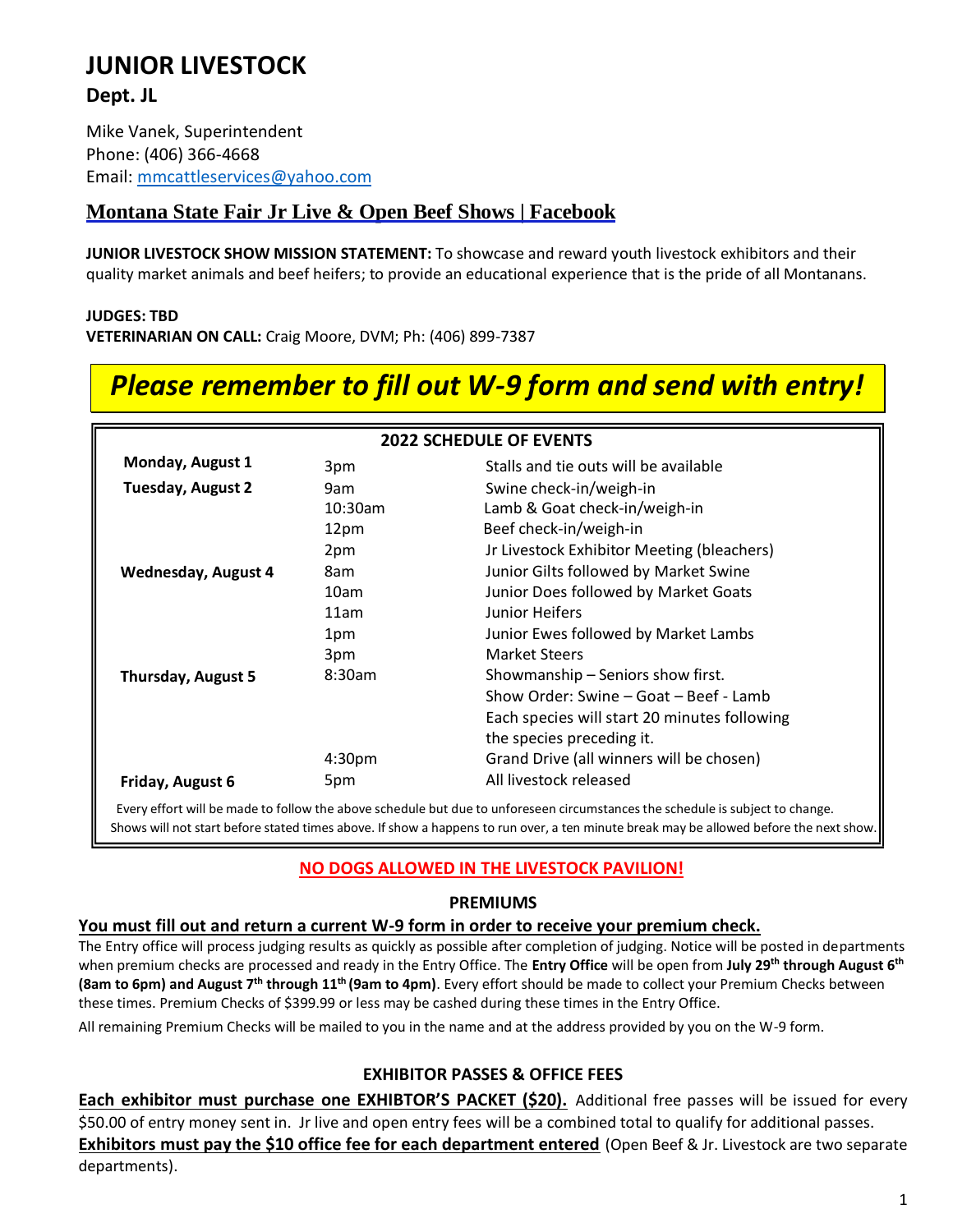# JUNIOR LIVESTOCK

## Dept. JL

Mike Vanek, Superintendent
Phone: (406) 366-4668
Email: mmcattleservices@yahoo.com

### Montana State Fair Jr Live & Open Beef Shows | Facebook

**JUNIOR LIVESTOCK SHOW MISSION STATEMENT:** To showcase and reward youth livestock exhibitors and their quality market animals and beef heifers; to provide an educational experience that is the pride of all Montanans.

**JUDGES: TBD**
**VETERINARIAN ON CALL:** Craig Moore, DVM; Ph: (406) 899-7387

***Please remember to fill out W-9 form and send with entry!***

**2022 SCHEDULE OF EVENTS**

| | | |
|---|---|---|
| **Monday, August 1** | 3pm | Stalls and tie outs will be available |
| **Tuesday, August 2** | 9am | Swine check-in/weigh-in |
| | 10:30am | Lamb & Goat check-in/weigh-in |
| | 12pm | Beef check-in/weigh-in |
| | 2pm | Jr Livestock Exhibitor Meeting (bleachers) |
| **Wednesday, August 4** | 8am | Junior Gilts followed by Market Swine |
| | 10am | Junior Does followed by Market Goats |
| | 11am | Junior Heifers |
| | 1pm | Junior Ewes followed by Market Lambs |
| | 3pm | Market Steers |
| **Thursday, August 5** | 8:30am | Showmanship – Seniors show first. Show Order: Swine – Goat – Beef - Lamb Each species will start 20 minutes following the species preceding it. |
| | 4:30pm | Grand Drive (all winners will be chosen) |
| **Friday, August 6** | 5pm | All livestock released |

Every effort will be made to follow the above schedule but due to unforeseen circumstances the schedule is subject to change. Shows will not start before stated times above. If show a happens to run over, a ten minute break may be allowed before the next show.

**NO DOGS ALLOWED IN THE LIVESTOCK PAVILION!**

### PREMIUMS

**You must fill out and return a current W-9 form in order to receive your premium check.**

The Entry office will process judging results as quickly as possible after completion of judging. Notice will be posted in departments when premium checks are processed and ready in the Entry Office. The **Entry Office** will be open from **July 29th through August 6th (8am to 6pm) and August 7th through 11th (9am to 4pm)**. Every effort should be made to collect your Premium Checks between these times. Premium Checks of $399.99 or less may be cashed during these times in the Entry Office.

All remaining Premium Checks will be mailed to you in the name and at the address provided by you on the W-9 form.

### EXHIBITOR PASSES & OFFICE FEES

**Each exhibitor must purchase one EXHIBTOR'S PACKET ($20).** Additional free passes will be issued for every $50.00 of entry money sent in. Jr live and open entry fees will be a combined total to qualify for additional passes.

**Exhibitors must pay the $10 office fee for each department entered** (Open Beef & Jr. Livestock are two separate departments).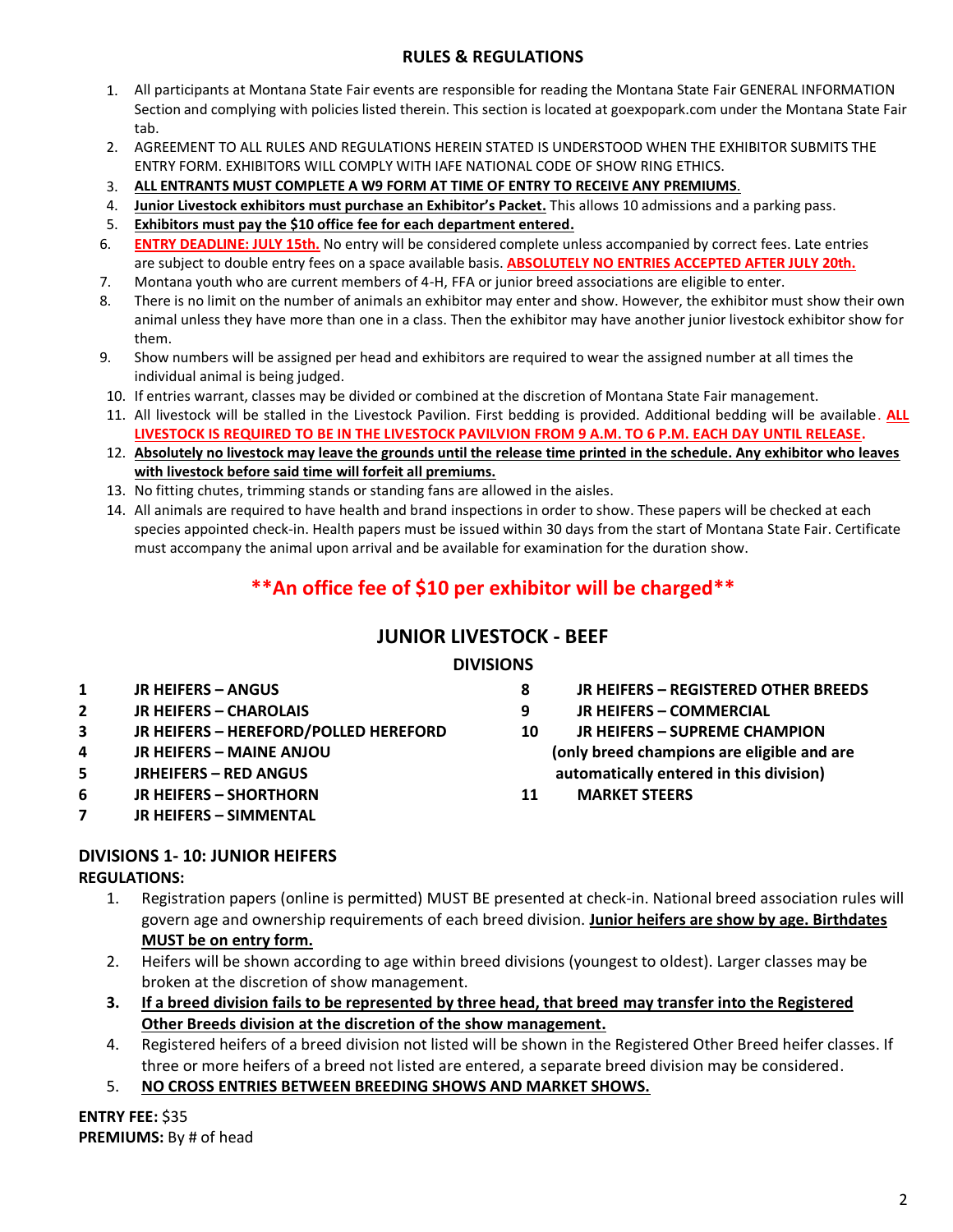## RULES & REGULATIONS

1. All participants at Montana State Fair events are responsible for reading the Montana State Fair GENERAL INFORMATION Section and complying with policies listed therein. This section is located at goexpopark.com under the Montana State Fair tab.
2. AGREEMENT TO ALL RULES AND REGULATIONS HEREIN STATED IS UNDERSTOOD WHEN THE EXHIBITOR SUBMITS THE ENTRY FORM. EXHIBITORS WILL COMPLY WITH IAFE NATIONAL CODE OF SHOW RING ETHICS.
3. **ALL ENTRANTS MUST COMPLETE A W9 FORM AT TIME OF ENTRY TO RECEIVE ANY PREMIUMS**.
4. **Junior Livestock exhibitors must purchase an Exhibitor's Packet.** This allows 10 admissions and a parking pass.
5. **Exhibitors must pay the $10 office fee for each department entered.**
6. **ENTRY DEADLINE: JULY 15th.** No entry will be considered complete unless accompanied by correct fees. Late entries are subject to double entry fees on a space available basis. **ABSOLUTELY NO ENTRIES ACCEPTED AFTER JULY 20th.**
7. Montana youth who are current members of 4-H, FFA or junior breed associations are eligible to enter.
8. There is no limit on the number of animals an exhibitor may enter and show. However, the exhibitor must show their own animal unless they have more than one in a class. Then the exhibitor may have another junior livestock exhibitor show for them.
9. Show numbers will be assigned per head and exhibitors are required to wear the assigned number at all times the individual animal is being judged.
10. If entries warrant, classes may be divided or combined at the discretion of Montana State Fair management.
11. All livestock will be stalled in the Livestock Pavilion. First bedding is provided. Additional bedding will be available. **ALL LIVESTOCK IS REQUIRED TO BE IN THE LIVESTOCK PAVILVION FROM 9 A.M. TO 6 P.M. EACH DAY UNTIL RELEASE.**
12. **Absolutely no livestock may leave the grounds until the release time printed in the schedule. Any exhibitor who leaves with livestock before said time will forfeit all premiums.**
13. No fitting chutes, trimming stands or standing fans are allowed in the aisles.
14. All animals are required to have health and brand inspections in order to show. These papers will be checked at each species appointed check-in. Health papers must be issued within 30 days from the start of Montana State Fair. Certificate must accompany the animal upon arrival and be available for examination for the duration show.

**\*\*An office fee of $10 per exhibitor will be charged\*\***

## JUNIOR LIVESTOCK - BEEF

### DIVISIONS

1. **JR HEIFERS – ANGUS**
2. **JR HEIFERS – CHAROLAIS**
3. **JR HEIFERS – HEREFORD/POLLED HEREFORD**
4. **JR HEIFERS – MAINE ANJOU**
5. **JRHEIFERS – RED ANGUS**
6. **JR HEIFERS – SHORTHORN**
7. **JR HEIFERS – SIMMENTAL**
8. **JR HEIFERS – REGISTERED OTHER BREEDS**
9. **JR HEIFERS – COMMERCIAL**
10. **JR HEIFERS – SUPREME CHAMPION (only breed champions are eligible and are automatically entered in this division)**
11. **MARKET STEERS**

### DIVISIONS 1- 10: JUNIOR HEIFERS

**REGULATIONS:**

1. Registration papers (online is permitted) MUST BE presented at check-in. National breed association rules will govern age and ownership requirements of each breed division. **Junior heifers are show by age. Birthdates MUST be on entry form.**
2. Heifers will be shown according to age within breed divisions (youngest to oldest). Larger classes may be broken at the discretion of show management.
3. **If a breed division fails to be represented by three head, that breed may transfer into the Registered Other Breeds division at the discretion of the show management.**
4. Registered heifers of a breed division not listed will be shown in the Registered Other Breed heifer classes. If three or more heifers of a breed not listed are entered, a separate breed division may be considered.
5. **NO CROSS ENTRIES BETWEEN BREEDING SHOWS AND MARKET SHOWS.**

**ENTRY FEE:** $35
**PREMIUMS:** By # of head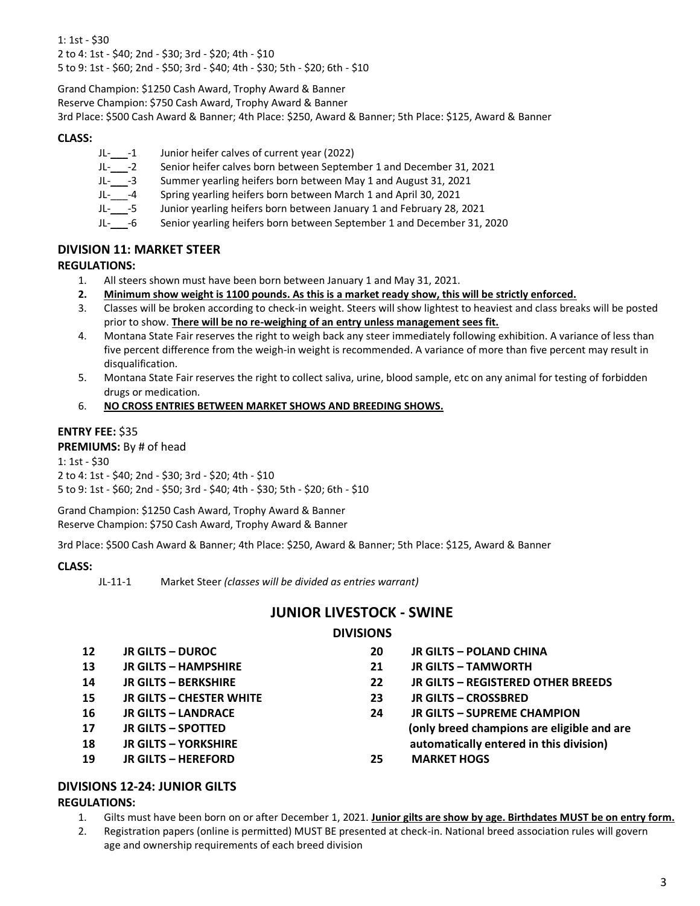1: 1st - $30
2 to 4: 1st - $40; 2nd - $30; 3rd - $20; 4th - $10
5 to 9: 1st - $60; 2nd - $50; 3rd - $40; 4th - $30; 5th - $20; 6th - $10

Grand Champion: $1250 Cash Award, Trophy Award & Banner
Reserve Champion: $750 Cash Award, Trophy Award & Banner
3rd Place: $500 Cash Award & Banner; 4th Place: $250, Award & Banner; 5th Place: $125, Award & Banner

**CLASS:**

- JL-___-1 Junior heifer calves of current year (2022)
- JL-___-2 Senior heifer calves born between September 1 and December 31, 2021
- JL-___-3 Summer yearling heifers born between May 1 and August 31, 2021
- JL-___-4 Spring yearling heifers born between March 1 and April 30, 2021
- JL-___-5 Junior yearling heifers born between January 1 and February 28, 2021
- JL-___-6 Senior yearling heifers born between September 1 and December 31, 2020

## DIVISION 11: MARKET STEER

**REGULATIONS:**

1. All steers shown must have been born between January 1 and May 31, 2021.
2. **Minimum show weight is 1100 pounds. As this is a market ready show, this will be strictly enforced.**
3. Classes will be broken according to check-in weight. Steers will show lightest to heaviest and class breaks will be posted prior to show. **There will be no re-weighing of an entry unless management sees fit.**
4. Montana State Fair reserves the right to weigh back any steer immediately following exhibition. A variance of less than five percent difference from the weigh-in weight is recommended. A variance of more than five percent may result in disqualification.
5. Montana State Fair reserves the right to collect saliva, urine, blood sample, etc on any animal for testing of forbidden drugs or medication.
6. **NO CROSS ENTRIES BETWEEN MARKET SHOWS AND BREEDING SHOWS.**

**ENTRY FEE:** $35
**PREMIUMS:** By # of head
1: 1st - $30
2 to 4: 1st - $40; 2nd - $30; 3rd - $20; 4th - $10
5 to 9: 1st - $60; 2nd - $50; 3rd - $40; 4th - $30; 5th - $20; 6th - $10

Grand Champion: $1250 Cash Award, Trophy Award & Banner
Reserve Champion: $750 Cash Award, Trophy Award & Banner

3rd Place: $500 Cash Award & Banner; 4th Place: $250, Award & Banner; 5th Place: $125, Award & Banner

**CLASS:**

JL-11-1 Market Steer *(classes will be divided as entries warrant)*

# JUNIOR LIVESTOCK - SWINE

## DIVISIONS

- **12 JR GILTS – DUROC**
- **13 JR GILTS – HAMPSHIRE**
- **14 JR GILTS – BERKSHIRE**
- **15 JR GILTS – CHESTER WHITE**
- **16 JR GILTS – LANDRACE**
- **17 JR GILTS – SPOTTED**
- **18 JR GILTS – YORKSHIRE**
- **19 JR GILTS – HEREFORD**
- **20 JR GILTS – POLAND CHINA**
- **21 JR GILTS – TAMWORTH**
- **22 JR GILTS – REGISTERED OTHER BREEDS**
- **23 JR GILTS – CROSSBRED**
- **24 JR GILTS – SUPREME CHAMPION (only breed champions are eligible and are automatically entered in this division)**
- **25 MARKET HOGS**

## DIVISIONS 12-24: JUNIOR GILTS

**REGULATIONS:**

1. Gilts must have been born on or after December 1, 2021. **Junior gilts are show by age. Birthdates MUST be on entry form.**
2. Registration papers (online is permitted) MUST BE presented at check-in. National breed association rules will govern age and ownership requirements of each breed division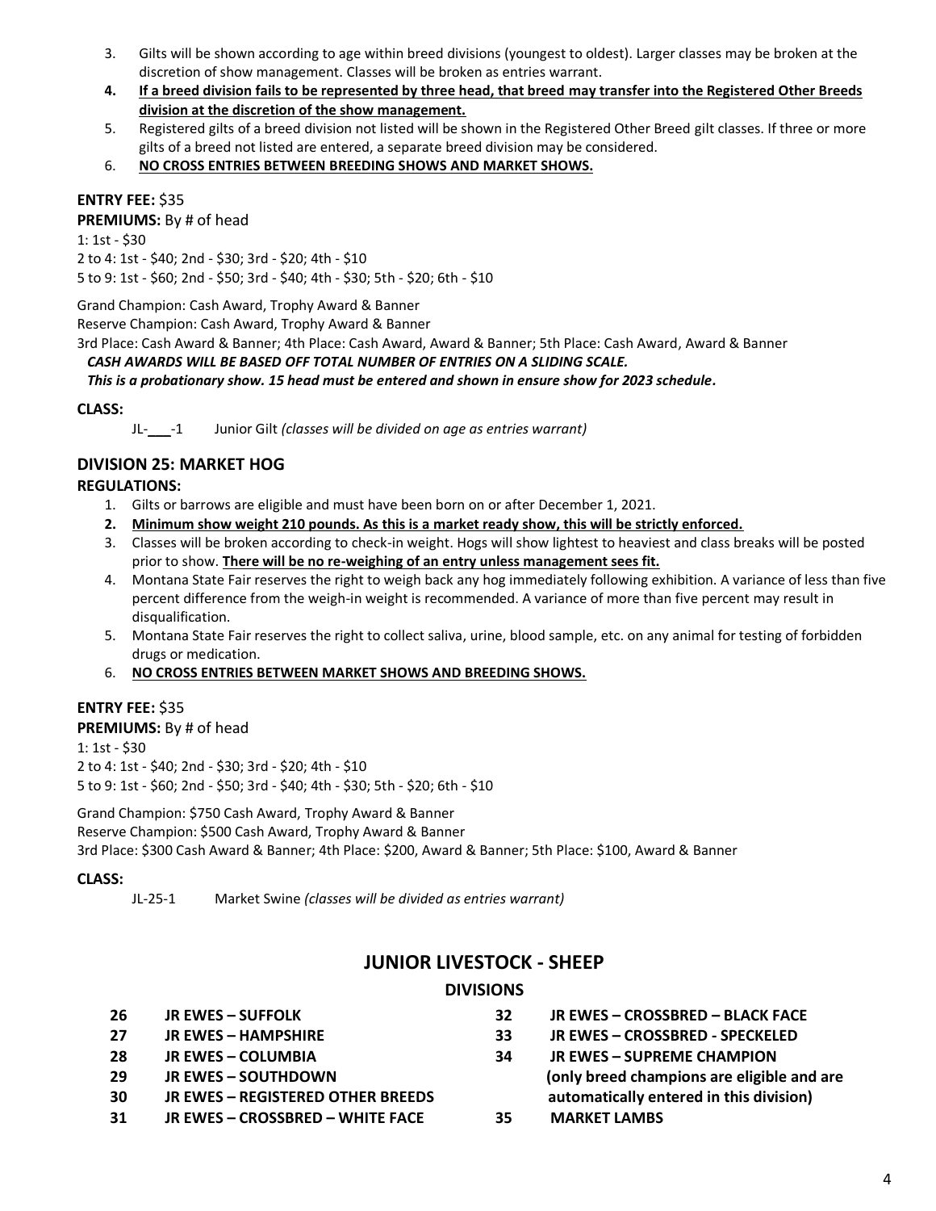3. Gilts will be shown according to age within breed divisions (youngest to oldest). Larger classes may be broken at the discretion of show management. Classes will be broken as entries warrant.
4. **If a breed division fails to be represented by three head, that breed may transfer into the Registered Other Breeds division at the discretion of the show management.**
5. Registered gilts of a breed division not listed will be shown in the Registered Other Breed gilt classes. If three or more gilts of a breed not listed are entered, a separate breed division may be considered.
6. **NO CROSS ENTRIES BETWEEN BREEDING SHOWS AND MARKET SHOWS.**

**ENTRY FEE:** $35

**PREMIUMS:** By # of head

1: 1st - $30

2 to 4: 1st - $40; 2nd - $30; 3rd - $20; 4th - $10

5 to 9: 1st - $60; 2nd - $50; 3rd - $40; 4th - $30; 5th - $20; 6th - $10

Grand Champion: Cash Award, Trophy Award & Banner

Reserve Champion: Cash Award, Trophy Award & Banner

3rd Place: Cash Award & Banner; 4th Place: Cash Award, Award & Banner; 5th Place: Cash Award, Award & Banner

***CASH AWARDS WILL BE BASED OFF TOTAL NUMBER OF ENTRIES ON A SLIDING SCALE.***

***This is a probationary show. 15 head must be entered and shown in ensure show for 2023 schedule.***

**CLASS:**

JL-___-1 Junior Gilt *(classes will be divided on age as entries warrant)*

## DIVISION 25: MARKET HOG

**REGULATIONS:**

1. Gilts or barrows are eligible and must have been born on or after December 1, 2021.
2. **Minimum show weight 210 pounds. As this is a market ready show, this will be strictly enforced.**
3. Classes will be broken according to check-in weight. Hogs will show lightest to heaviest and class breaks will be posted prior to show. **There will be no re-weighing of an entry unless management sees fit.**
4. Montana State Fair reserves the right to weigh back any hog immediately following exhibition. A variance of less than five percent difference from the weigh-in weight is recommended. A variance of more than five percent may result in disqualification.
5. Montana State Fair reserves the right to collect saliva, urine, blood sample, etc. on any animal for testing of forbidden drugs or medication.
6. **NO CROSS ENTRIES BETWEEN MARKET SHOWS AND BREEDING SHOWS.**

**ENTRY FEE:** $35

**PREMIUMS:** By # of head

1: 1st - $30

2 to 4: 1st - $40; 2nd - $30; 3rd - $20; 4th - $10

5 to 9: 1st - $60; 2nd - $50; 3rd - $40; 4th - $30; 5th - $20; 6th - $10

Grand Champion: $750 Cash Award, Trophy Award & Banner

Reserve Champion: $500 Cash Award, Trophy Award & Banner

3rd Place: $300 Cash Award & Banner; 4th Place: $200, Award & Banner; 5th Place: $100, Award & Banner

**CLASS:**

JL-25-1 Market Swine *(classes will be divided as entries warrant)*

# JUNIOR LIVESTOCK - SHEEP

## DIVISIONS

**26 JR EWES – SUFFOLK**

**27 JR EWES – HAMPSHIRE**

**28 JR EWES – COLUMBIA**

**29 JR EWES – SOUTHDOWN**

**30 JR EWES – REGISTERED OTHER BREEDS**

**31 JR EWES – CROSSBRED – WHITE FACE**

**32 JR EWES – CROSSBRED – BLACK FACE**

**33 JR EWES – CROSSBRED - SPECKELED**

**34 JR EWES – SUPREME CHAMPION (only breed champions are eligible and are automatically entered in this division)**

**35 MARKET LAMBS**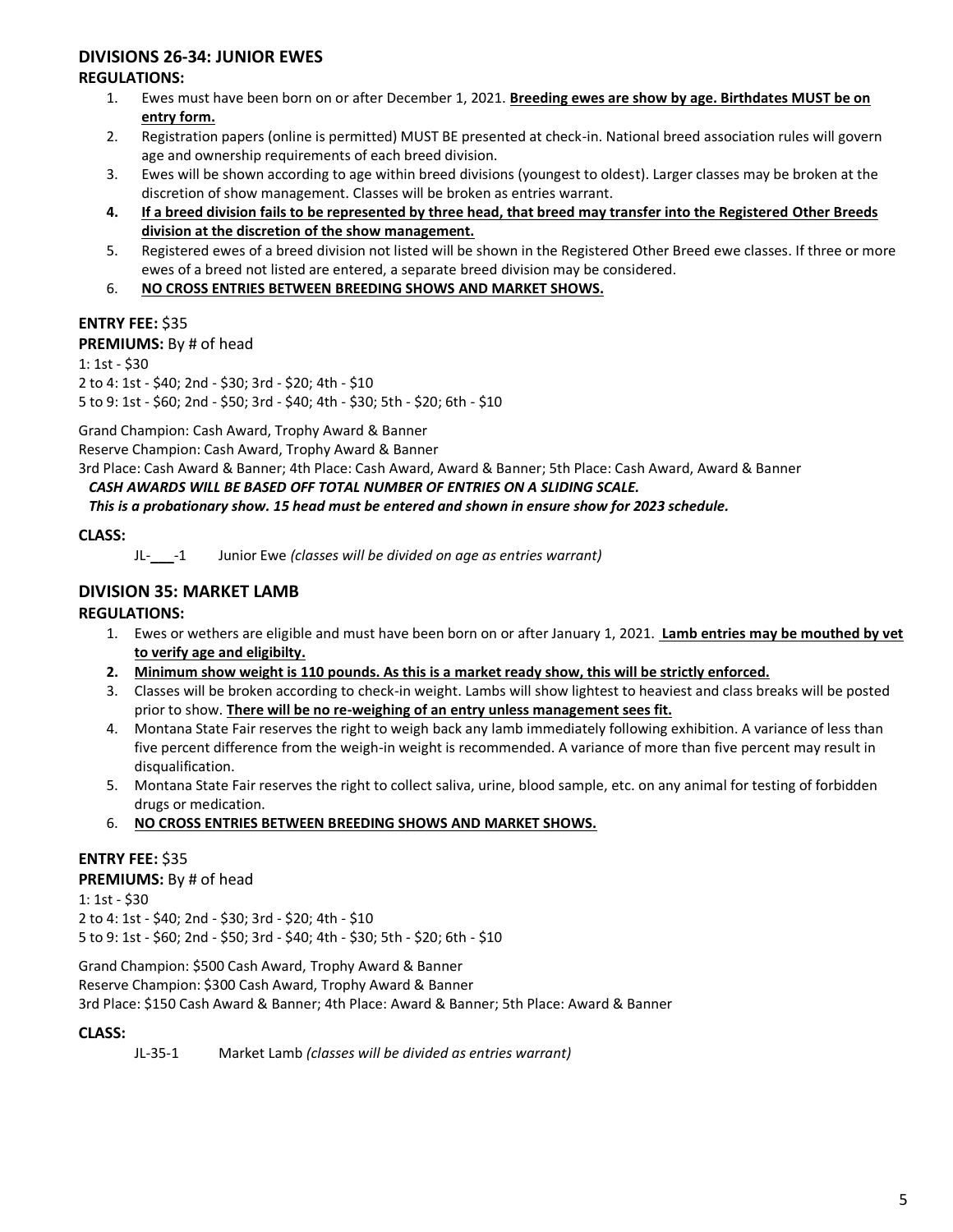## DIVISIONS 26-34: JUNIOR EWES

**REGULATIONS:**

1. Ewes must have been born on or after December 1, 2021. **<u>Breeding ewes are show by age. Birthdates MUST be on entry form.</u>**
2. Registration papers (online is permitted) MUST BE presented at check-in. National breed association rules will govern age and ownership requirements of each breed division.
3. Ewes will be shown according to age within breed divisions (youngest to oldest). Larger classes may be broken at the discretion of show management. Classes will be broken as entries warrant.
4. **<u>If a breed division fails to be represented by three head, that breed may transfer into the Registered Other Breeds division at the discretion of the show management.</u>**
5. Registered ewes of a breed division not listed will be shown in the Registered Other Breed ewe classes. If three or more ewes of a breed not listed are entered, a separate breed division may be considered.
6. **<u>NO CROSS ENTRIES BETWEEN BREEDING SHOWS AND MARKET SHOWS.</u>**

**ENTRY FEE:** $35

**PREMIUMS:** By # of head

1: 1st - $30

2 to 4: 1st - $40; 2nd - $30; 3rd - $20; 4th - $10

5 to 9: 1st - $60; 2nd - $50; 3rd - $40; 4th - $30; 5th - $20; 6th - $10

Grand Champion: Cash Award, Trophy Award & Banner

Reserve Champion: Cash Award, Trophy Award & Banner

3rd Place: Cash Award & Banner; 4th Place: Cash Award, Award & Banner; 5th Place: Cash Award, Award & Banner

***CASH AWARDS WILL BE BASED OFF TOTAL NUMBER OF ENTRIES ON A SLIDING SCALE.***

***This is a probationary show. 15 head must be entered and shown in ensure show for 2023 schedule.***

**CLASS:**

JL-___-1 Junior Ewe *(classes will be divided on age as entries warrant)*

## DIVISION 35: MARKET LAMB

**REGULATIONS:**

1. Ewes or wethers are eligible and must have been born on or after January 1, 2021. **<u>Lamb entries may be mouthed by vet to verify age and eligibilty.</u>**
2. **<u>Minimum show weight is 110 pounds. As this is a market ready show, this will be strictly enforced.</u>**
3. Classes will be broken according to check-in weight. Lambs will show lightest to heaviest and class breaks will be posted prior to show. **<u>There will be no re-weighing of an entry unless management sees fit.</u>**
4. Montana State Fair reserves the right to weigh back any lamb immediately following exhibition. A variance of less than five percent difference from the weigh-in weight is recommended. A variance of more than five percent may result in disqualification.
5. Montana State Fair reserves the right to collect saliva, urine, blood sample, etc. on any animal for testing of forbidden drugs or medication.
6. **<u>NO CROSS ENTRIES BETWEEN BREEDING SHOWS AND MARKET SHOWS.</u>**

**ENTRY FEE:** $35

**PREMIUMS:** By # of head

1: 1st - $30

2 to 4: 1st - $40; 2nd - $30; 3rd - $20; 4th - $10

5 to 9: 1st - $60; 2nd - $50; 3rd - $40; 4th - $30; 5th - $20; 6th - $10

Grand Champion: $500 Cash Award, Trophy Award & Banner

Reserve Champion: $300 Cash Award, Trophy Award & Banner

3rd Place: $150 Cash Award & Banner; 4th Place: Award & Banner; 5th Place: Award & Banner

**CLASS:**

JL-35-1 Market Lamb *(classes will be divided as entries warrant)*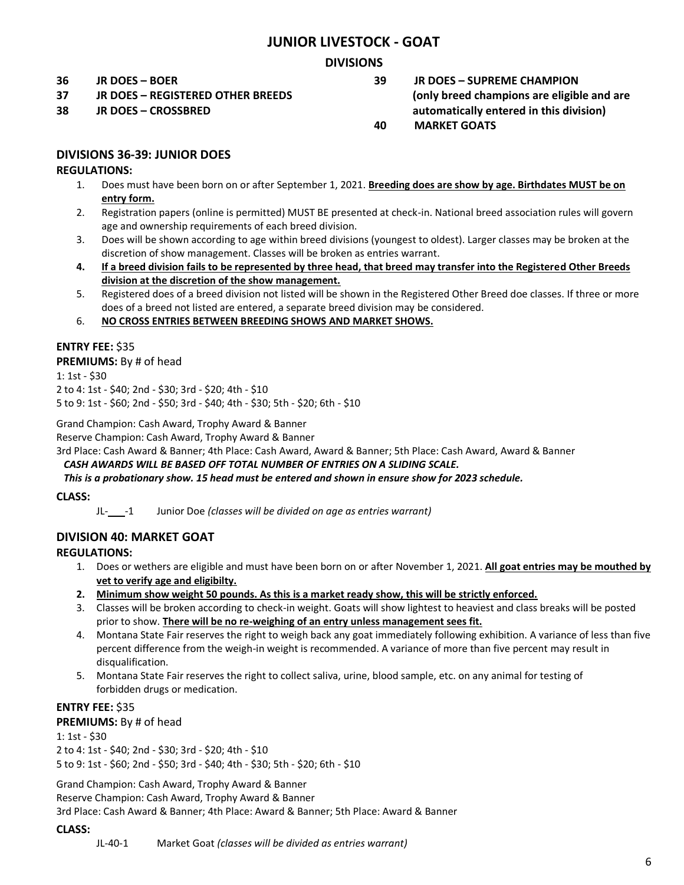# JUNIOR LIVESTOCK - GOAT

## DIVISIONS

**36 JR DOES – BOER**
**37 JR DOES – REGISTERED OTHER BREEDS**
**38 JR DOES – CROSSBRED**
**39 JR DOES – SUPREME CHAMPION (only breed champions are eligible and are automatically entered in this division)**
**40 MARKET GOATS**

## DIVISIONS 36-39: JUNIOR DOES

**REGULATIONS:**

1. Does must have been born on or after September 1, 2021. **Breeding does are show by age. Birthdates MUST be on entry form.**
2. Registration papers (online is permitted) MUST BE presented at check-in. National breed association rules will govern age and ownership requirements of each breed division.
3. Does will be shown according to age within breed divisions (youngest to oldest). Larger classes may be broken at the discretion of show management. Classes will be broken as entries warrant.
4. **If a breed division fails to be represented by three head, that breed may transfer into the Registered Other Breeds division at the discretion of the show management.**
5. Registered does of a breed division not listed will be shown in the Registered Other Breed doe classes. If three or more does of a breed not listed are entered, a separate breed division may be considered.
6. **NO CROSS ENTRIES BETWEEN BREEDING SHOWS AND MARKET SHOWS.**

**ENTRY FEE:** $35

**PREMIUMS:** By # of head

1: 1st - $30
2 to 4: 1st - $40; 2nd - $30; 3rd - $20; 4th - $10
5 to 9: 1st - $60; 2nd - $50; 3rd - $40; 4th - $30; 5th - $20; 6th - $10

Grand Champion: Cash Award, Trophy Award & Banner
Reserve Champion: Cash Award, Trophy Award & Banner
3rd Place: Cash Award & Banner; 4th Place: Cash Award, Award & Banner; 5th Place: Cash Award, Award & Banner

***CASH AWARDS WILL BE BASED OFF TOTAL NUMBER OF ENTRIES ON A SLIDING SCALE.***
***This is a probationary show. 15 head must be entered and shown in ensure show for 2023 schedule.***

**CLASS:**

JL-\_\_\_-1 Junior Doe *(classes will be divided on age as entries warrant)*

## DIVISION 40: MARKET GOAT

**REGULATIONS:**

1. Does or wethers are eligible and must have been born on or after November 1, 2021. **All goat entries may be mouthed by vet to verify age and eligibilty.**
2. **Minimum show weight 50 pounds. As this is a market ready show, this will be strictly enforced.**
3. Classes will be broken according to check-in weight. Goats will show lightest to heaviest and class breaks will be posted prior to show. **There will be no re-weighing of an entry unless management sees fit.**
4. Montana State Fair reserves the right to weigh back any goat immediately following exhibition. A variance of less than five percent difference from the weigh-in weight is recommended. A variance of more than five percent may result in disqualification.
5. Montana State Fair reserves the right to collect saliva, urine, blood sample, etc. on any animal for testing of forbidden drugs or medication.

**ENTRY FEE:** $35

**PREMIUMS:** By # of head

1: 1st - $30
2 to 4: 1st - $40; 2nd - $30; 3rd - $20; 4th - $10
5 to 9: 1st - $60; 2nd - $50; 3rd - $40; 4th - $30; 5th - $20; 6th - $10

Grand Champion: Cash Award, Trophy Award & Banner
Reserve Champion: Cash Award, Trophy Award & Banner
3rd Place: Cash Award & Banner; 4th Place: Award & Banner; 5th Place: Award & Banner

**CLASS:**

JL-40-1 Market Goat *(classes will be divided as entries warrant)*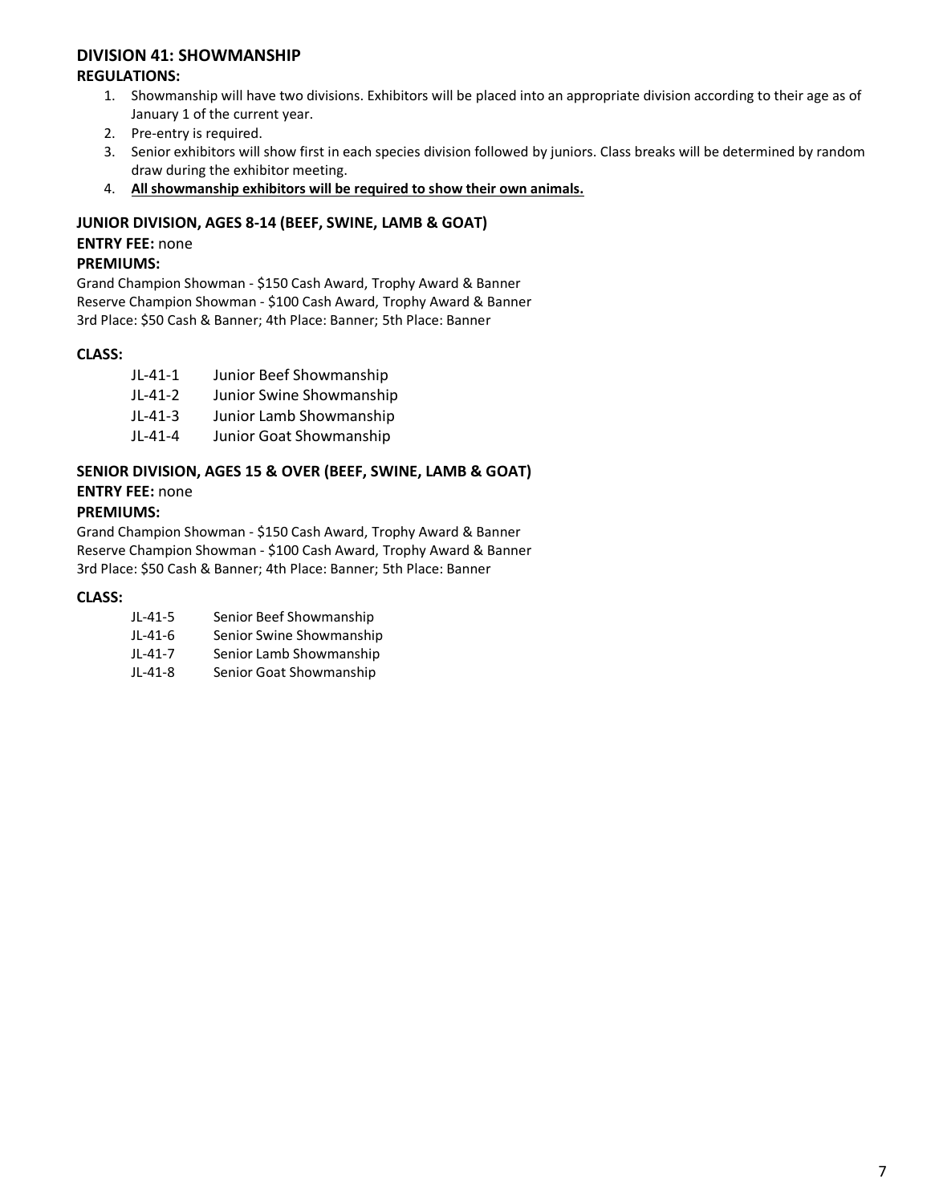## DIVISION 41: SHOWMANSHIP

**REGULATIONS:**

1. Showmanship will have two divisions. Exhibitors will be placed into an appropriate division according to their age as of January 1 of the current year.
2. Pre-entry is required.
3. Senior exhibitors will show first in each species division followed by juniors. Class breaks will be determined by random draw during the exhibitor meeting.
4. **<u>All showmanship exhibitors will be required to show their own animals.</u>**

### JUNIOR DIVISION, AGES 8-14 (BEEF, SWINE, LAMB & GOAT)

**ENTRY FEE:** none

**PREMIUMS:**

Grand Champion Showman - $150 Cash Award, Trophy Award & Banner
Reserve Champion Showman - $100 Cash Award, Trophy Award & Banner
3rd Place: $50 Cash & Banner; 4th Place: Banner; 5th Place: Banner

**CLASS:**

| | |
|---|---|
| JL-41-1 | Junior Beef Showmanship |
| JL-41-2 | Junior Swine Showmanship |
| JL-41-3 | Junior Lamb Showmanship |
| JL-41-4 | Junior Goat Showmanship |

### SENIOR DIVISION, AGES 15 & OVER (BEEF, SWINE, LAMB & GOAT)

**ENTRY FEE:** none

**PREMIUMS:**

Grand Champion Showman - $150 Cash Award, Trophy Award & Banner
Reserve Champion Showman - $100 Cash Award, Trophy Award & Banner
3rd Place: $50 Cash & Banner; 4th Place: Banner; 5th Place: Banner

**CLASS:**

| | |
|---|---|
| JL-41-5 | Senior Beef Showmanship |
| JL-41-6 | Senior Swine Showmanship |
| JL-41-7 | Senior Lamb Showmanship |
| JL-41-8 | Senior Goat Showmanship |